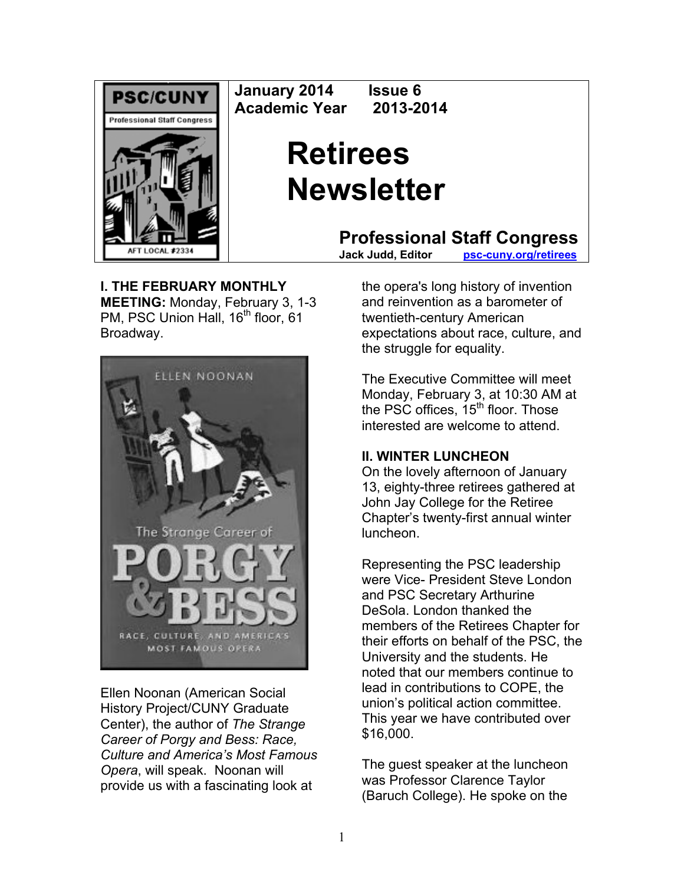PSC/CUNY
Professional Staff Congress
AFT LOCAL #2334

January 2014 Issue 6
Academic Year 2013-2014

# Retirees Newsletter

## Professional Staff Congress

Jack Judd, Editor psc-cuny.org/retirees

**I. THE FEBRUARY MONTHLY MEETING:** Monday, February 3, 1-3 PM, PSC Union Hall, 16th floor, 61 Broadway.

Ellen Noonan (American Social History Project/CUNY Graduate Center), the author of *The Strange Career of Porgy and Bess: Race, Culture and America's Most Famous Opera*, will speak. Noonan will provide us with a fascinating look at the opera's long history of invention and reinvention as a barometer of twentieth-century American expectations about race, culture, and the struggle for equality.

The Executive Committee will meet Monday, February 3, at 10:30 AM at the PSC offices, 15th floor. Those interested are welcome to attend.

**II. WINTER LUNCHEON**

On the lovely afternoon of January 13, eighty-three retirees gathered at John Jay College for the Retiree Chapter's twenty-first annual winter luncheon.

Representing the PSC leadership were Vice- President Steve London and PSC Secretary Arthurine DeSola. London thanked the members of the Retirees Chapter for their efforts on behalf of the PSC, the University and the students. He noted that our members continue to lead in contributions to COPE, the union's political action committee. This year we have contributed over $16,000.

The guest speaker at the luncheon was Professor Clarence Taylor (Baruch College). He spoke on the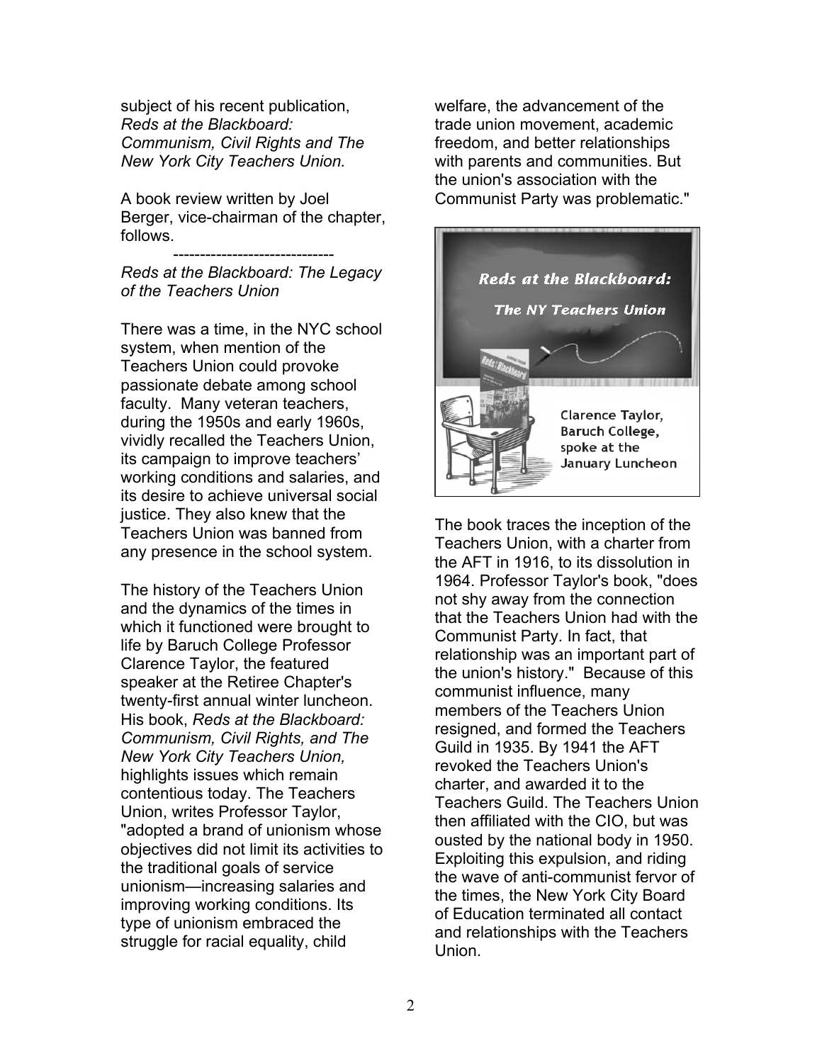subject of his recent publication, *Reds at the Blackboard: Communism, Civil Rights and The New York City Teachers Union.*

A book review written by Joel Berger, vice-chairman of the chapter, follows.

------------------------------

*Reds at the Blackboard: The Legacy of the Teachers Union*

There was a time, in the NYC school system, when mention of the Teachers Union could provoke passionate debate among school faculty. Many veteran teachers, during the 1950s and early 1960s, vividly recalled the Teachers Union, its campaign to improve teachers' working conditions and salaries, and its desire to achieve universal social justice. They also knew that the Teachers Union was banned from any presence in the school system.

The history of the Teachers Union and the dynamics of the times in which it functioned were brought to life by Baruch College Professor Clarence Taylor, the featured speaker at the Retiree Chapter's twenty-first annual winter luncheon. His book, *Reds at the Blackboard: Communism, Civil Rights, and The New York City Teachers Union,* highlights issues which remain contentious today. The Teachers Union, writes Professor Taylor, "adopted a brand of unionism whose objectives did not limit its activities to the traditional goals of service unionism—increasing salaries and improving working conditions. Its type of unionism embraced the struggle for racial equality, child welfare, the advancement of the trade union movement, academic freedom, and better relationships with parents and communities. But the union's association with the Communist Party was problematic."

**Reds at the Blackboard: The NY Teachers Union**

Clarence Taylor, Baruch College, spoke at the January Luncheon

The book traces the inception of the Teachers Union, with a charter from the AFT in 1916, to its dissolution in 1964. Professor Taylor's book, "does not shy away from the connection that the Teachers Union had with the Communist Party. In fact, that relationship was an important part of the union's history." Because of this communist influence, many members of the Teachers Union resigned, and formed the Teachers Guild in 1935. By 1941 the AFT revoked the Teachers Union's charter, and awarded it to the Teachers Guild. The Teachers Union then affiliated with the CIO, but was ousted by the national body in 1950. Exploiting this expulsion, and riding the wave of anti-communist fervor of the times, the New York City Board of Education terminated all contact and relationships with the Teachers Union.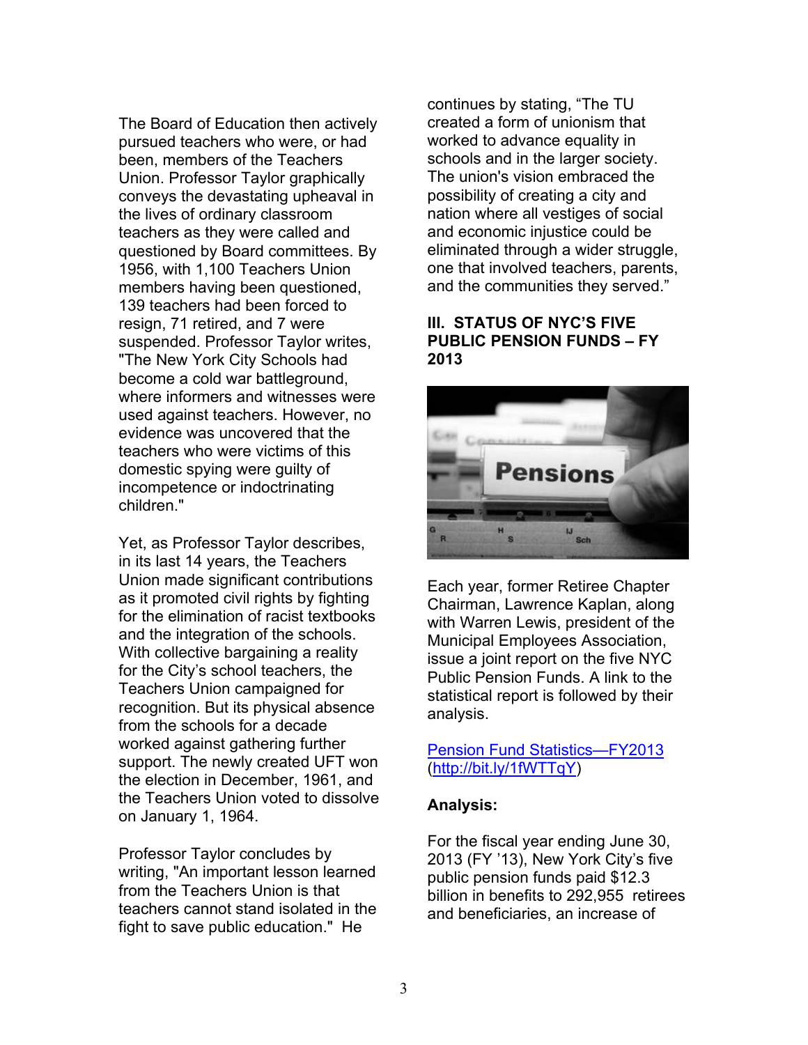The Board of Education then actively pursued teachers who were, or had been, members of the Teachers Union. Professor Taylor graphically conveys the devastating upheaval in the lives of ordinary classroom teachers as they were called and questioned by Board committees. By 1956, with 1,100 Teachers Union members having been questioned, 139 teachers had been forced to resign, 71 retired, and 7 were suspended. Professor Taylor writes, "The New York City Schools had become a cold war battleground, where informers and witnesses were used against teachers. However, no evidence was uncovered that the teachers who were victims of this domestic spying were guilty of incompetence or indoctrinating children."

Yet, as Professor Taylor describes, in its last 14 years, the Teachers Union made significant contributions as it promoted civil rights by fighting for the elimination of racist textbooks and the integration of the schools. With collective bargaining a reality for the City's school teachers, the Teachers Union campaigned for recognition. But its physical absence from the schools for a decade worked against gathering further support. The newly created UFT won the election in December, 1961, and the Teachers Union voted to dissolve on January 1, 1964.

Professor Taylor concludes by writing, "An important lesson learned from the Teachers Union is that teachers cannot stand isolated in the fight to save public education." He continues by stating, "The TU created a form of unionism that worked to advance equality in schools and in the larger society. The union's vision embraced the possibility of creating a city and nation where all vestiges of social and economic injustice could be eliminated through a wider struggle, one that involved teachers, parents, and the communities they served."

**III. STATUS OF NYC'S FIVE PUBLIC PENSION FUNDS – FY 2013**

Each year, former Retiree Chapter Chairman, Lawrence Kaplan, along with Warren Lewis, president of the Municipal Employees Association, issue a joint report on the five NYC Public Pension Funds. A link to the statistical report is followed by their analysis.

[Pension Fund Statistics—FY2013](http://bit.ly/1fWTTqY) ([http://bit.ly/1fWTTqY](http://bit.ly/1fWTTqY))

**Analysis:**

For the fiscal year ending June 30, 2013 (FY '13), New York City's five public pension funds paid $12.3 billion in benefits to 292,955 retirees and beneficiaries, an increase of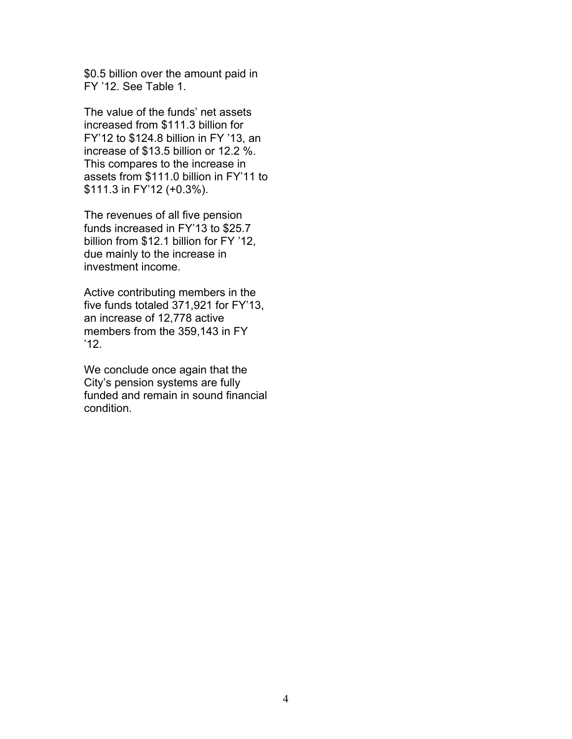$0.5 billion over the amount paid in FY ’12. See Table 1.

The value of the funds’ net assets increased from $111.3 billion for FY’12 to $124.8 billion in FY ’13, an increase of $13.5 billion or 12.2 %. This compares to the increase in assets from $111.0 billion in FY’11 to $111.3 in FY’12 (+0.3%).

The revenues of all five pension funds increased in FY’13 to $25.7 billion from $12.1 billion for FY ’12, due mainly to the increase in investment income.

Active contributing members in the five funds totaled 371,921 for FY’13, an increase of 12,778 active members from the 359,143 in FY ’12.

We conclude once again that the City’s pension systems are fully funded and remain in sound financial condition.